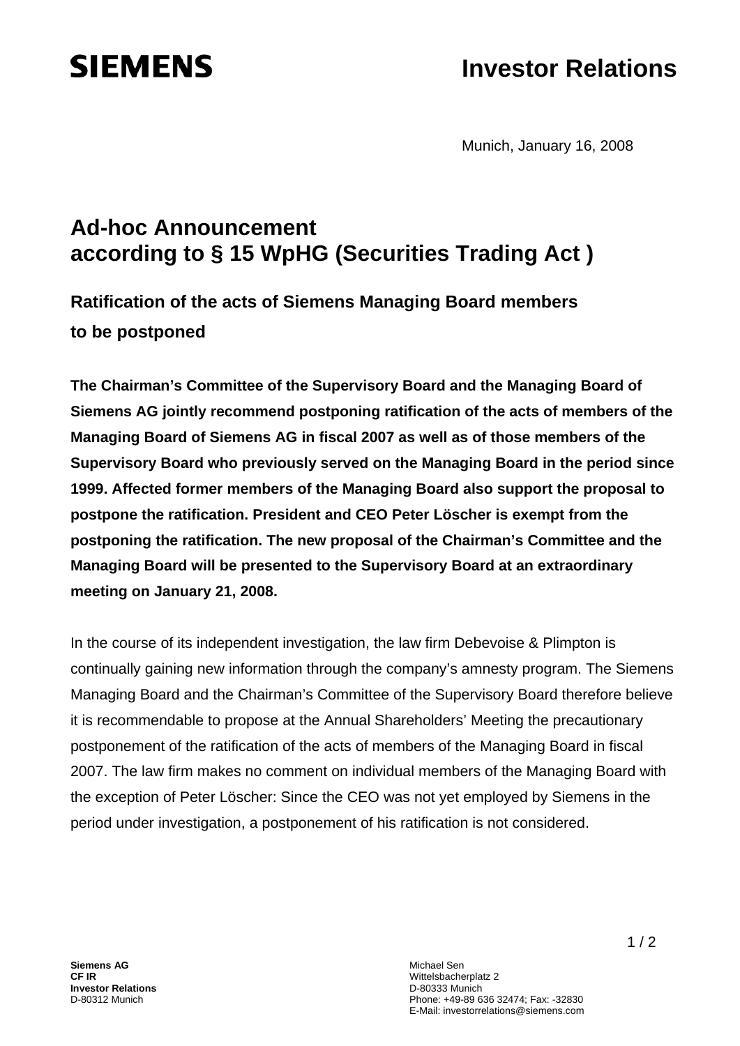**SIEMENS**

# Investor Relations

Munich, January 16, 2008

## Ad-hoc Announcement
## according to § 15 WpHG (Securities Trading Act )

### Ratification of the acts of Siemens Managing Board members to be postponed

**The Chairman's Committee of the Supervisory Board and the Managing Board of Siemens AG jointly recommend postponing ratification of the acts of members of the Managing Board of Siemens AG in fiscal 2007 as well as of those members of the Supervisory Board who previously served on the Managing Board in the period since 1999. Affected former members of the Managing Board also support the proposal to postpone the ratification. President and CEO Peter Löscher is exempt from the postponing the ratification. The new proposal of the Chairman's Committee and the Managing Board will be presented to the Supervisory Board at an extraordinary meeting on January 21, 2008.**

In the course of its independent investigation, the law firm Debevoise & Plimpton is continually gaining new information through the company's amnesty program. The Siemens Managing Board and the Chairman's Committee of the Supervisory Board therefore believe it is recommendable to propose at the Annual Shareholders' Meeting the precautionary postponement of the ratification of the acts of members of the Managing Board in fiscal 2007. The law firm makes no comment on individual members of the Managing Board with the exception of Peter Löscher: Since the CEO was not yet employed by Siemens in the period under investigation, a postponement of his ratification is not considered.

**Siemens AG**
**CF IR**
**Investor Relations**
D-80312 Munich

Michael Sen
Wittelsbacherplatz 2
D-80333 Munich
Phone: +49-89 636 32474; Fax: -32830
E-Mail: investorrelations@siemens.com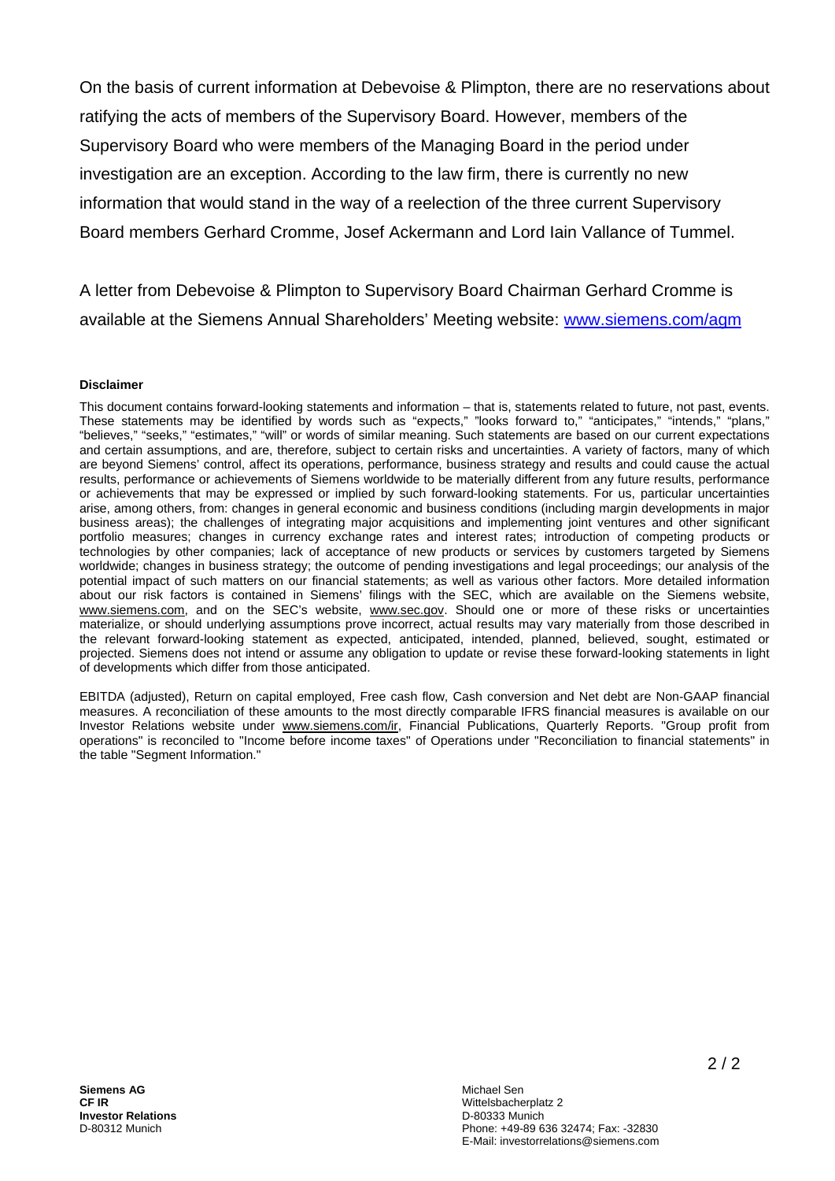On the basis of current information at Debevoise & Plimpton, there are no reservations about ratifying the acts of members of the Supervisory Board. However, members of the Supervisory Board who were members of the Managing Board in the period under investigation are an exception. According to the law firm, there is currently no new information that would stand in the way of a reelection of the three current Supervisory Board members Gerhard Cromme, Josef Ackermann and Lord Iain Vallance of Tummel.

A letter from Debevoise & Plimpton to Supervisory Board Chairman Gerhard Cromme is available at the Siemens Annual Shareholders' Meeting website: www.siemens.com/agm

**Disclaimer**

This document contains forward-looking statements and information – that is, statements related to future, not past, events. These statements may be identified by words such as "expects," "looks forward to," "anticipates," "intends," "plans," "believes," "seeks," "estimates," "will" or words of similar meaning. Such statements are based on our current expectations and certain assumptions, and are, therefore, subject to certain risks and uncertainties. A variety of factors, many of which are beyond Siemens' control, affect its operations, performance, business strategy and results and could cause the actual results, performance or achievements of Siemens worldwide to be materially different from any future results, performance or achievements that may be expressed or implied by such forward-looking statements. For us, particular uncertainties arise, among others, from: changes in general economic and business conditions (including margin developments in major business areas); the challenges of integrating major acquisitions and implementing joint ventures and other significant portfolio measures; changes in currency exchange rates and interest rates; introduction of competing products or technologies by other companies; lack of acceptance of new products or services by customers targeted by Siemens worldwide; changes in business strategy; the outcome of pending investigations and legal proceedings; our analysis of the potential impact of such matters on our financial statements; as well as various other factors. More detailed information about our risk factors is contained in Siemens' filings with the SEC, which are available on the Siemens website, www.siemens.com, and on the SEC's website, www.sec.gov. Should one or more of these risks or uncertainties materialize, or should underlying assumptions prove incorrect, actual results may vary materially from those described in the relevant forward-looking statement as expected, anticipated, intended, planned, believed, sought, estimated or projected. Siemens does not intend or assume any obligation to update or revise these forward-looking statements in light of developments which differ from those anticipated.

EBITDA (adjusted), Return on capital employed, Free cash flow, Cash conversion and Net debt are Non-GAAP financial measures. A reconciliation of these amounts to the most directly comparable IFRS financial measures is available on our Investor Relations website under www.siemens.com/ir, Financial Publications, Quarterly Reports. "Group profit from operations" is reconciled to "Income before income taxes" of Operations under "Reconciliation to financial statements" in the table "Segment Information."

**Siemens AG**
**CF IR**
**Investor Relations**
D-80312 Munich

Michael Sen
Wittelsbacherplatz 2
D-80333 Munich
Phone: +49-89 636 32474; Fax: -32830
E-Mail: investorrelations@siemens.com